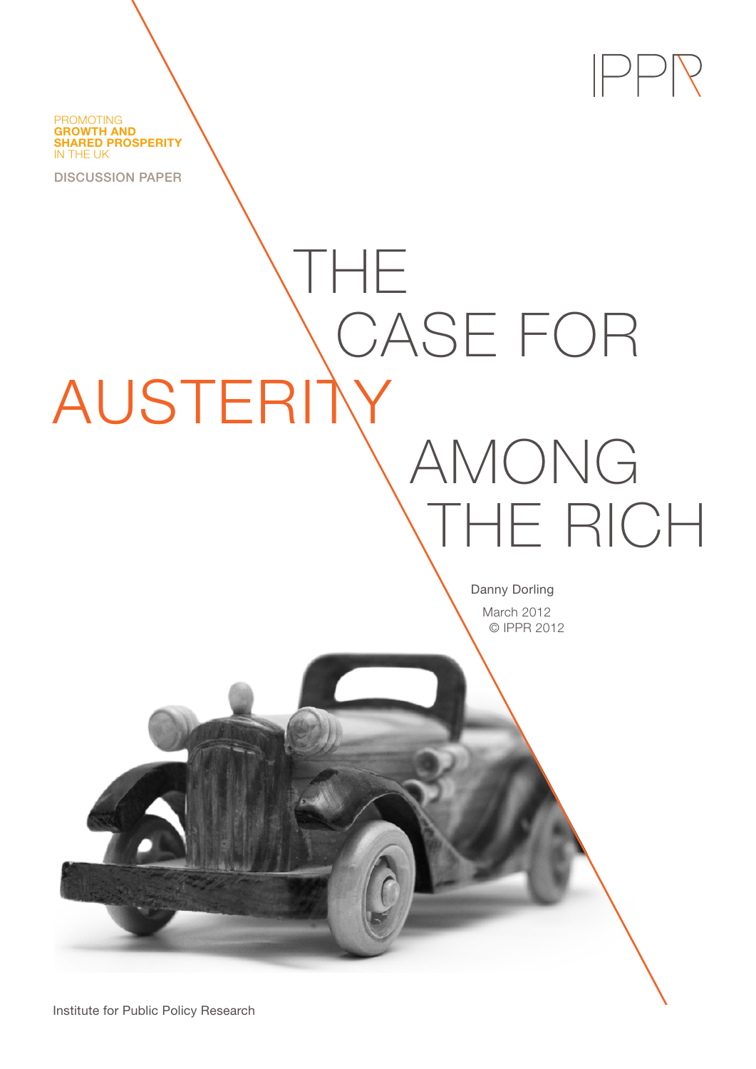IPPR

PROMOTING **GROWTH AND SHARED PROSPERITY** IN THE UK

DISCUSSION PAPER

# THE CASE FOR AUSTERITY AMONG THE RICH

Danny Dorling

March 2012

© IPPR 2012

Institute for Public Policy Research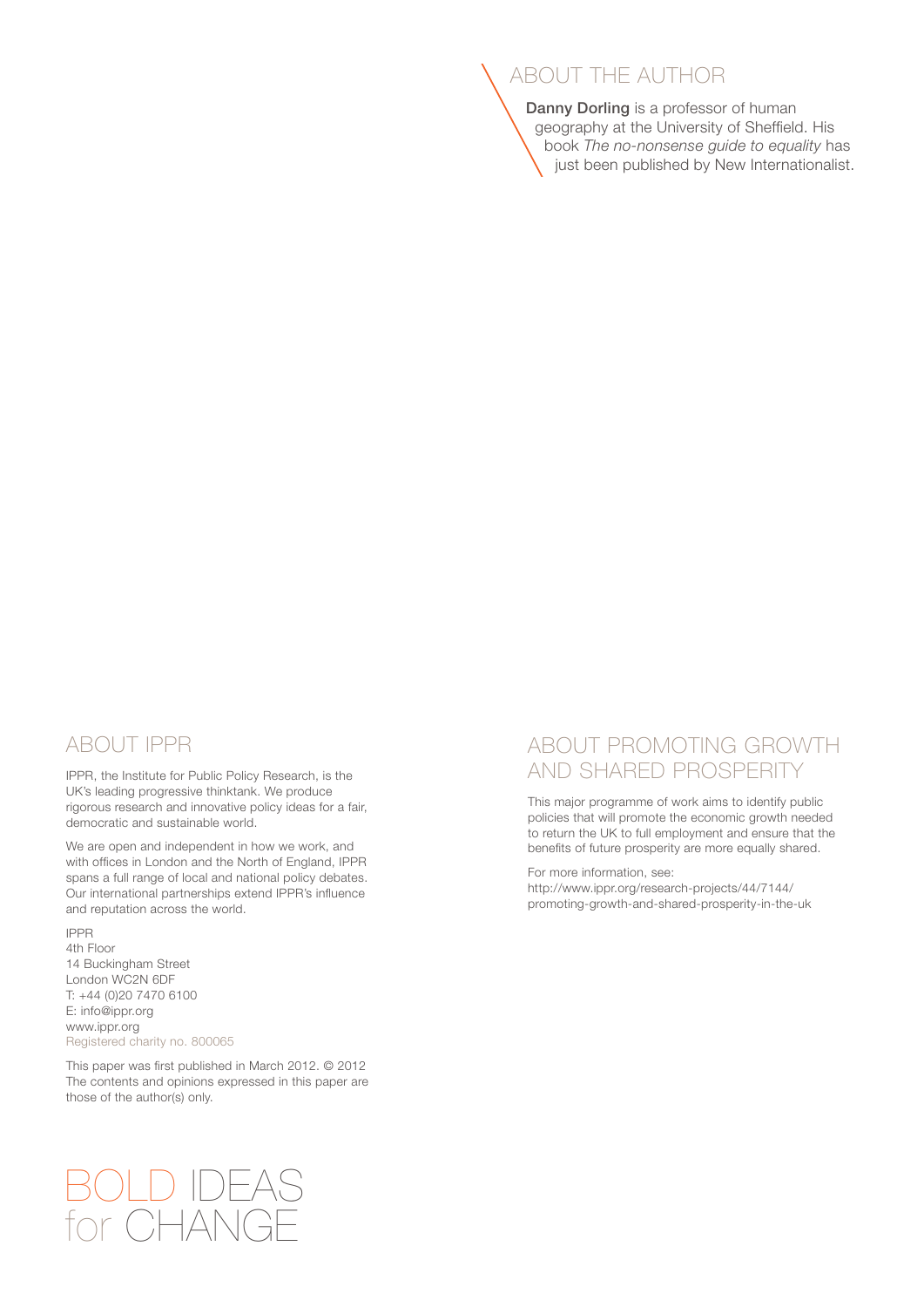## ABOUT THE AUTHOR

**Danny Dorling** is a professor of human geography at the University of Sheffield. His book *The no-nonsense guide to equality* has just been published by New Internationalist.

## ABOUT IPPR

IPPR, the Institute for Public Policy Research, is the UK's leading progressive thinktank. We produce rigorous research and innovative policy ideas for a fair, democratic and sustainable world.

We are open and independent in how we work, and with offices in London and the North of England, IPPR spans a full range of local and national policy debates. Our international partnerships extend IPPR's influence and reputation across the world.

IPPR
4th Floor
14 Buckingham Street
London WC2N 6DF
T: +44 (0)20 7470 6100
E: info@ippr.org
www.ippr.org
Registered charity no. 800065

This paper was first published in March 2012. © 2012
The contents and opinions expressed in this paper are those of the author(s) only.

## ABOUT PROMOTING GROWTH AND SHARED PROSPERITY

This major programme of work aims to identify public policies that will promote the economic growth needed to return the UK to full employment and ensure that the benefits of future prosperity are more equally shared.

For more information, see:
http://www.ippr.org/research-projects/44/7144/promoting-growth-and-shared-prosperity-in-the-uk

BOLD IDEAS for CHANGE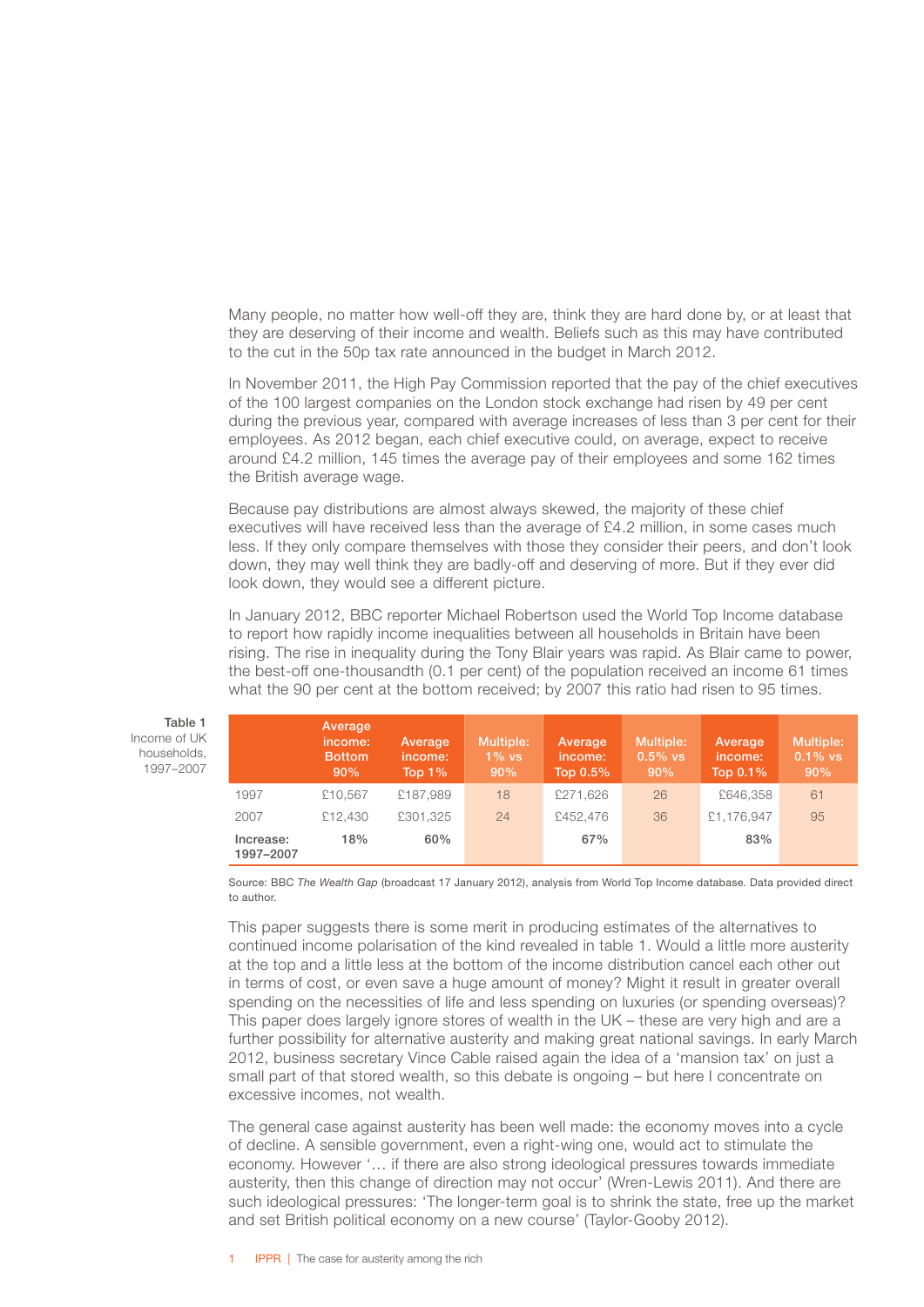Many people, no matter how well-off they are, think they are hard done by, or at least that they are deserving of their income and wealth. Beliefs such as this may have contributed to the cut in the 50p tax rate announced in the budget in March 2012.

In November 2011, the High Pay Commission reported that the pay of the chief executives of the 100 largest companies on the London stock exchange had risen by 49 per cent during the previous year, compared with average increases of less than 3 per cent for their employees. As 2012 began, each chief executive could, on average, expect to receive around £4.2 million, 145 times the average pay of their employees and some 162 times the British average wage.

Because pay distributions are almost always skewed, the majority of these chief executives will have received less than the average of £4.2 million, in some cases much less. If they only compare themselves with those they consider their peers, and don't look down, they may well think they are badly-off and deserving of more. But if they ever did look down, they would see a different picture.

In January 2012, BBC reporter Michael Robertson used the World Top Income database to report how rapidly income inequalities between all households in Britain have been rising. The rise in inequality during the Tony Blair years was rapid. As Blair came to power, the best-off one-thousandth (0.1 per cent) of the population received an income 61 times what the 90 per cent at the bottom received; by 2007 this ratio had risen to 95 times.

**Table 1**
Income of UK households, 1997–2007

| | Average income: Bottom 90% | Average income: Top 1% | Multiple: 1% vs 90% | Average income: Top 0.5% | Multiple: 0.5% vs 90% | Average income: Top 0.1% | Multiple: 0.1% vs 90% |
|---|---|---|---|---|---|---|---|
| 1997 | £10,567 | £187,989 | 18 | £271,626 | 26 | £646,358 | 61 |
| 2007 | £12,430 | £301,325 | 24 | £452,476 | 36 | £1,176,947 | 95 |
| **Increase: 1997–2007** | **18%** | **60%** | | **67%** | | **83%** | |

Source: BBC *The Wealth Gap* (broadcast 17 January 2012), analysis from World Top Income database. Data provided direct to author.

This paper suggests there is some merit in producing estimates of the alternatives to continued income polarisation of the kind revealed in table 1. Would a little more austerity at the top and a little less at the bottom of the income distribution cancel each other out in terms of cost, or even save a huge amount of money? Might it result in greater overall spending on the necessities of life and less spending on luxuries (or spending overseas)? This paper does largely ignore stores of wealth in the UK – these are very high and are a further possibility for alternative austerity and making great national savings. In early March 2012, business secretary Vince Cable raised again the idea of a 'mansion tax' on just a small part of that stored wealth, so this debate is ongoing – but here I concentrate on excessive incomes, not wealth.

The general case against austerity has been well made: the economy moves into a cycle of decline. A sensible government, even a right-wing one, would act to stimulate the economy. However '… if there are also strong ideological pressures towards immediate austerity, then this change of direction may not occur' (Wren-Lewis 2011). And there are such ideological pressures: 'The longer-term goal is to shrink the state, free up the market and set British political economy on a new course' (Taylor-Gooby 2012).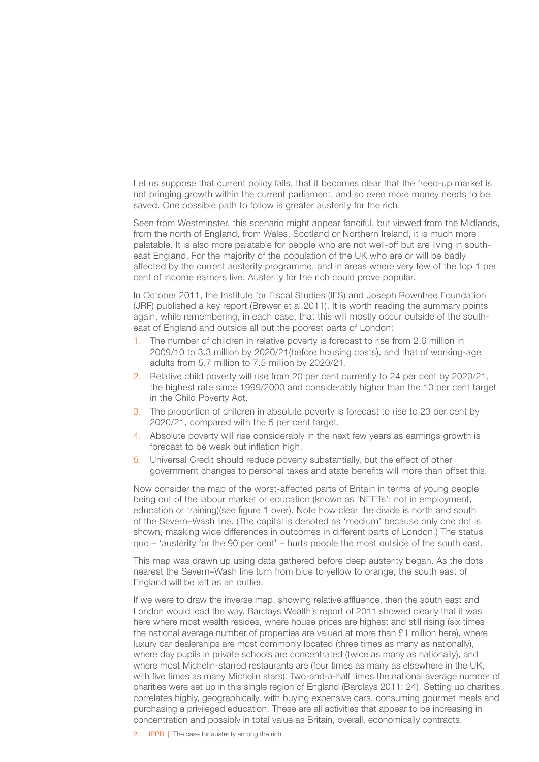Let us suppose that current policy fails, that it becomes clear that the freed-up market is not bringing growth within the current parliament, and so even more money needs to be saved. One possible path to follow is greater austerity for the rich.

Seen from Westminster, this scenario might appear fanciful, but viewed from the Midlands, from the north of England, from Wales, Scotland or Northern Ireland, it is much more palatable. It is also more palatable for people who are not well-off but are living in south-east England. For the majority of the population of the UK who are or will be badly affected by the current austerity programme, and in areas where very few of the top 1 per cent of income earners live. Austerity for the rich could prove popular.

In October 2011, the Institute for Fiscal Studies (IFS) and Joseph Rowntree Foundation (JRF) published a key report (Brewer et al 2011). It is worth reading the summary points again, while remembering, in each case, that this will mostly occur outside of the south-east of England and outside all but the poorest parts of London:

1. The number of children in relative poverty is forecast to rise from 2.6 million in 2009/10 to 3.3 million by 2020/21(before housing costs), and that of working-age adults from 5.7 million to 7.5 million by 2020/21.
2. Relative child poverty will rise from 20 per cent currently to 24 per cent by 2020/21, the highest rate since 1999/2000 and considerably higher than the 10 per cent target in the Child Poverty Act.
3. The proportion of children in absolute poverty is forecast to rise to 23 per cent by 2020/21, compared with the 5 per cent target.
4. Absolute poverty will rise considerably in the next few years as earnings growth is forecast to be weak but inflation high.
5. Universal Credit should reduce poverty substantially, but the effect of other government changes to personal taxes and state benefits will more than offset this.

Now consider the map of the worst-affected parts of Britain in terms of young people being out of the labour market or education (known as 'NEETs': not in employment, education or training)(see figure 1 over). Note how clear the divide is north and south of the Severn–Wash line. (The capital is denoted as 'medium' because only one dot is shown, masking wide differences in outcomes in different parts of London.) The status quo – 'austerity for the 90 per cent' – hurts people the most outside of the south east.

This map was drawn up using data gathered before deep austerity began. As the dots nearest the Severn–Wash line turn from blue to yellow to orange, the south east of England will be left as an outlier.

If we were to draw the inverse map, showing relative affluence, then the south east and London would lead the way. Barclays Wealth's report of 2011 showed clearly that it was here where most wealth resides, where house prices are highest and still rising (six times the national average number of properties are valued at more than £1 million here), where luxury car dealerships are most commonly located (three times as many as nationally), where day pupils in private schools are concentrated (twice as many as nationally), and where most Michelin-starred restaurants are (four times as many as elsewhere in the UK, with five times as many Michelin stars). Two-and-a-half times the national average number of charities were set up in this single region of England (Barclays 2011: 24). Setting up charities correlates highly, geographically, with buying expensive cars, consuming gourmet meals and purchasing a privileged education. These are all activities that appear to be increasing in concentration and possibly in total value as Britain, overall, economically contracts.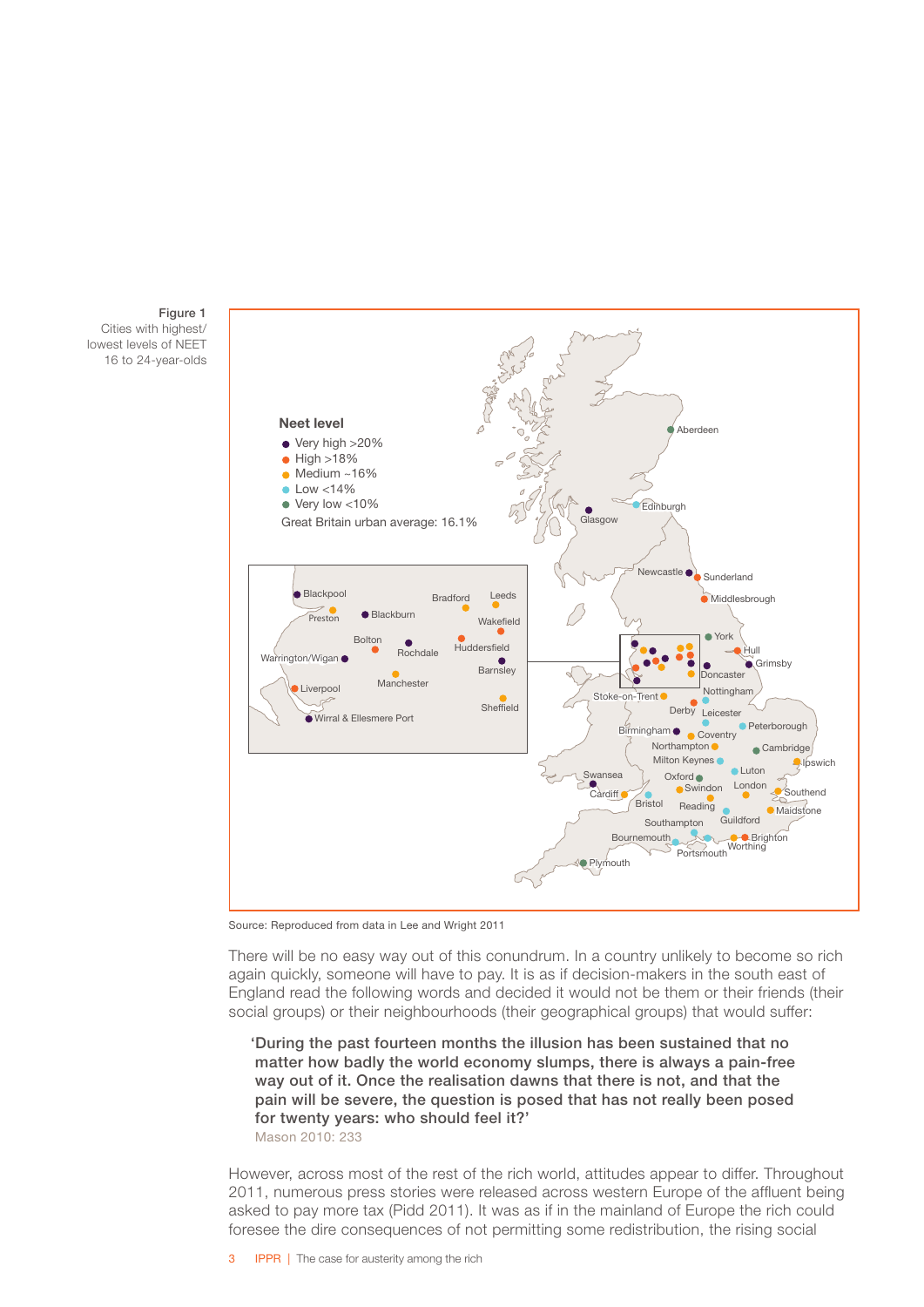**Figure 1**
Cities with highest/lowest levels of NEET 16 to 24-year-olds

**Neet level**
- Very high >20%
- High >18%
- Medium ~16%
- Low <14%
- Very low <10%

Great Britain urban average: 16.1%

Source: Reproduced from data in Lee and Wright 2011

There will be no easy way out of this conundrum. In a country unlikely to become so rich again quickly, someone will have to pay. It is as if decision-makers in the south east of England read the following words and decided it would not be them or their friends (their social groups) or their neighbourhoods (their geographical groups) that would suffer:

> **'During the past fourteen months the illusion has been sustained that no matter how badly the world economy slumps, there is always a pain-free way out of it. Once the realisation dawns that there is not, and that the pain will be severe, the question is posed that has not really been posed for twenty years: who should feel it?'**
> Mason 2010: 233

However, across most of the rest of the rich world, attitudes appear to differ. Throughout 2011, numerous press stories were released across western Europe of the affluent being asked to pay more tax (Pidd 2011). It was as if in the mainland of Europe the rich could foresee the dire consequences of not permitting some redistribution, the rising social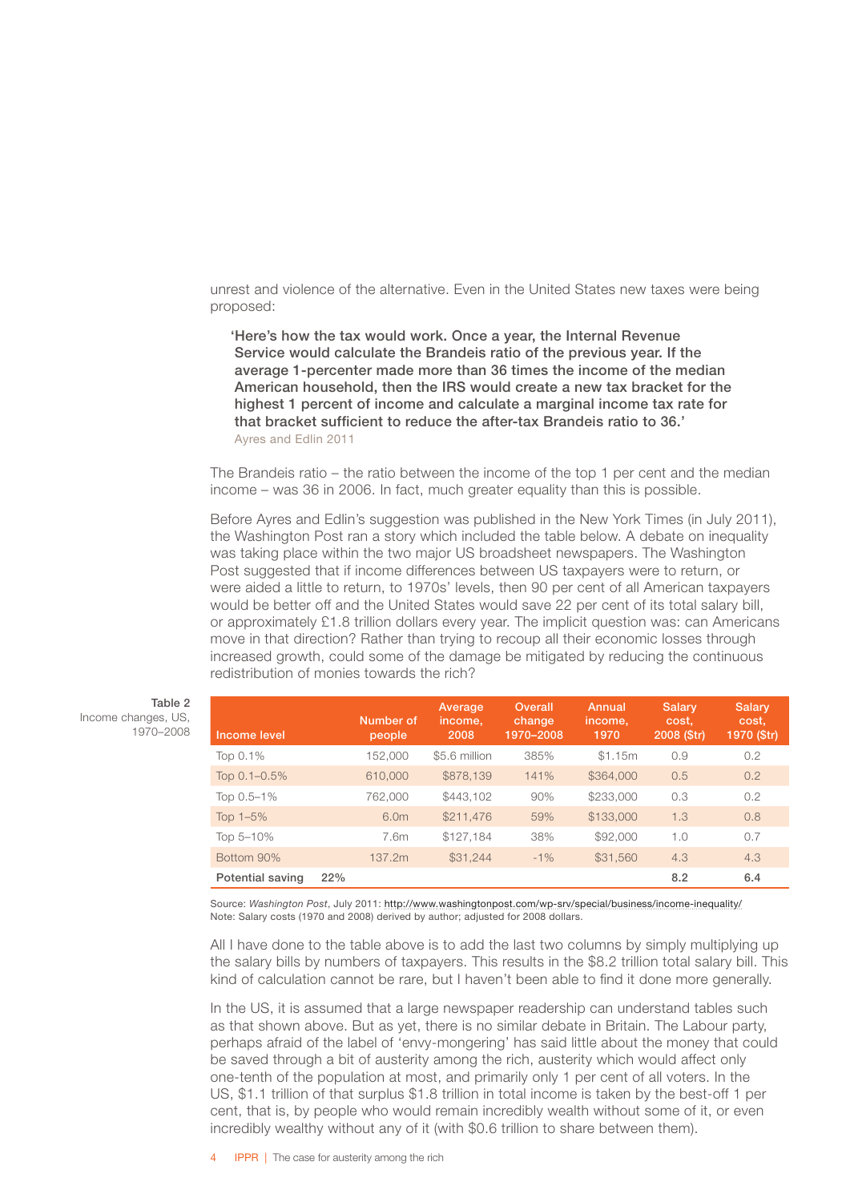unrest and violence of the alternative. Even in the United States new taxes were being proposed:

> **'Here's how the tax would work. Once a year, the Internal Revenue Service would calculate the Brandeis ratio of the previous year. If the average 1-percenter made more than 36 times the income of the median American household, then the IRS would create a new tax bracket for the highest 1 percent of income and calculate a marginal income tax rate for that bracket sufficient to reduce the after-tax Brandeis ratio to 36.'**
> Ayres and Edlin 2011

The Brandeis ratio – the ratio between the income of the top 1 per cent and the median income – was 36 in 2006. In fact, much greater equality than this is possible.

Before Ayres and Edlin's suggestion was published in the New York Times (in July 2011), the Washington Post ran a story which included the table below. A debate on inequality was taking place within the two major US broadsheet newspapers. The Washington Post suggested that if income differences between US taxpayers were to return, or were aided a little to return, to 1970s' levels, then 90 per cent of all American taxpayers would be better off and the United States would save 22 per cent of its total salary bill, or approximately £1.8 trillion dollars every year. The implicit question was: can Americans move in that direction? Rather than trying to recoup all their economic losses through increased growth, could some of the damage be mitigated by reducing the continuous redistribution of monies towards the rich?

**Table 2**
Income changes, US, 1970–2008

| Income level | Number of people | Average income, 2008 | Overall change 1970–2008 | Annual income, 1970 | Salary cost, 2008 ($tr) | Salary cost, 1970 ($tr) |
|---|---|---|---|---|---|---|
| Top 0.1% | 152,000 | $5.6 million | 385% | $1.15m | 0.9 | 0.2 |
| Top 0.1–0.5% | 610,000 | $878,139 | 141% | $364,000 | 0.5 | 0.2 |
| Top 0.5–1% | 762,000 | $443,102 | 90% | $233,000 | 0.3 | 0.2 |
| Top 1–5% | 6.0m | $211,476 | 59% | $133,000 | 1.3 | 0.8 |
| Top 5–10% | 7.6m | $127,184 | 38% | $92,000 | 1.0 | 0.7 |
| Bottom 90% | 137.2m | $31,244 | -1% | $31,560 | 4.3 | 4.3 |
| **Potential saving 22%** | | | | | **8.2** | **6.4** |

Source: *Washington Post*, July 2011: http://www.washingtonpost.com/wp-srv/special/business/income-inequality/
Note: Salary costs (1970 and 2008) derived by author; adjusted for 2008 dollars.

All I have done to the table above is to add the last two columns by simply multiplying up the salary bills by numbers of taxpayers. This results in the $8.2 trillion total salary bill. This kind of calculation cannot be rare, but I haven't been able to find it done more generally.

In the US, it is assumed that a large newspaper readership can understand tables such as that shown above. But as yet, there is no similar debate in Britain. The Labour party, perhaps afraid of the label of 'envy-mongering' has said little about the money that could be saved through a bit of austerity among the rich, austerity which would affect only one-tenth of the population at most, and primarily only 1 per cent of all voters. In the US, $1.1 trillion of that surplus $1.8 trillion in total income is taken by the best-off 1 per cent, that is, by people who would remain incredibly wealth without some of it, or even incredibly wealthy without any of it (with $0.6 trillion to share between them).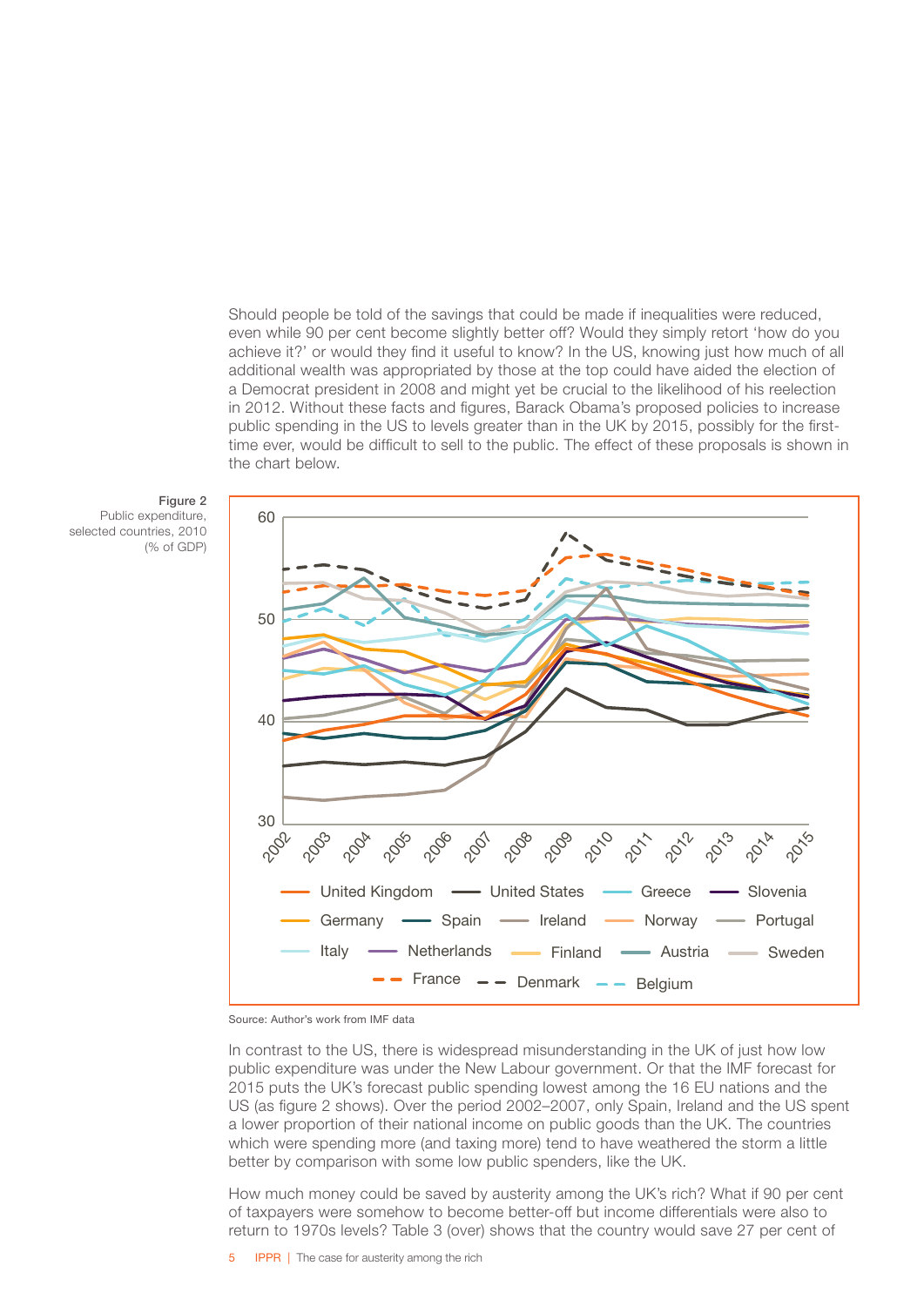Should people be told of the savings that could be made if inequalities were reduced, even while 90 per cent become slightly better off? Would they simply retort 'how do you achieve it?' or would they find it useful to know? In the US, knowing just how much of all additional wealth was appropriated by those at the top could have aided the election of a Democrat president in 2008 and might yet be crucial to the likelihood of his reelection in 2012. Without these facts and figures, Barack Obama's proposed policies to increase public spending in the US to levels greater than in the UK by 2015, possibly for the first-time ever, would be difficult to sell to the public. The effect of these proposals is shown in the chart below.

**Figure 2**
Public expenditure, selected countries, 2010 (% of GDP)

Source: Author's work from IMF data

In contrast to the US, there is widespread misunderstanding in the UK of just how low public expenditure was under the New Labour government. Or that the IMF forecast for 2015 puts the UK's forecast public spending lowest among the 16 EU nations and the US (as figure 2 shows). Over the period 2002–2007, only Spain, Ireland and the US spent a lower proportion of their national income on public goods than the UK. The countries which were spending more (and taxing more) tend to have weathered the storm a little better by comparison with some low public spenders, like the UK.

How much money could be saved by austerity among the UK's rich? What if 90 per cent of taxpayers were somehow to become better-off but income differentials were also to return to 1970s levels? Table 3 (over) shows that the country would save 27 per cent of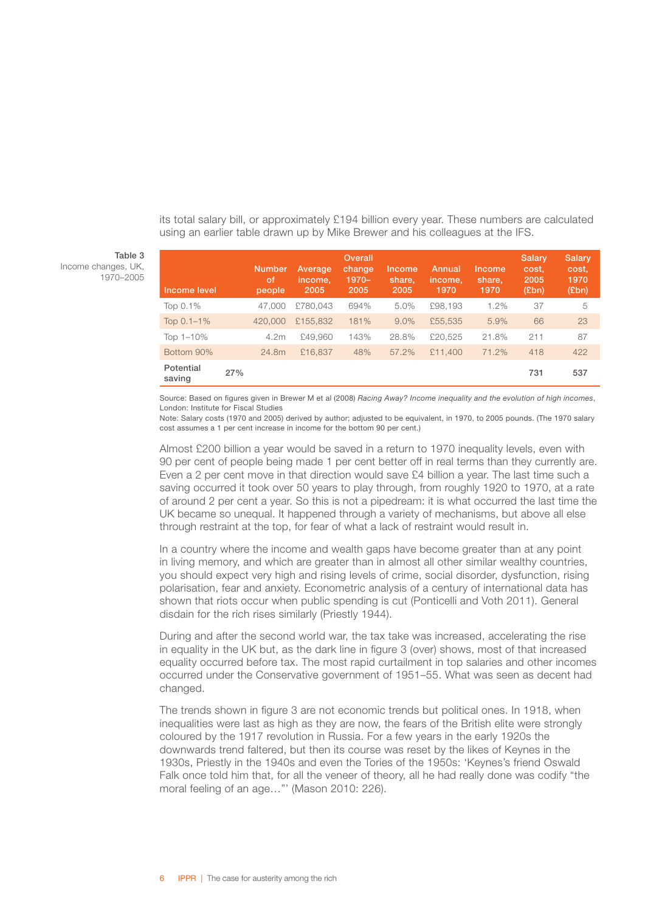its total salary bill, or approximately £194 billion every year. These numbers are calculated using an earlier table drawn up by Mike Brewer and his colleagues at the IFS.

**Table 3**
Income changes, UK, 1970–2005

| Income level | Number of people | Average income, 2005 | Overall change 1970–2005 | Income share, 2005 | Annual income, 1970 | Income share, 1970 | Salary cost, 2005 (£bn) | Salary cost, 1970 (£bn) |
|---|---|---|---|---|---|---|---|---|
| Top 0.1% | 47,000 | £780,043 | 694% | 5.0% | £98,193 | 1.2% | 37 | 5 |
| Top 0.1–1% | 420,000 | £155,832 | 181% | 9.0% | £55,535 | 5.9% | 66 | 23 |
| Top 1–10% | 4.2m | £49,960 | 143% | 28.8% | £20,525 | 21.8% | 211 | 87 |
| Bottom 90% | 24.8m | £16,837 | 48% | 57.2% | £11,400 | 71.2% | 418 | 422 |
| **Potential saving** 27% | | | | | | | **731** | **537** |

Source: Based on figures given in Brewer M et al (2008) *Racing Away? Income inequality and the evolution of high incomes*, London: Institute for Fiscal Studies
Note: Salary costs (1970 and 2005) derived by author; adjusted to be equivalent, in 1970, to 2005 pounds. (The 1970 salary cost assumes a 1 per cent increase in income for the bottom 90 per cent.)

Almost £200 billion a year would be saved in a return to 1970 inequality levels, even with 90 per cent of people being made 1 per cent better off in real terms than they currently are. Even a 2 per cent move in that direction would save £4 billion a year. The last time such a saving occurred it took over 50 years to play through, from roughly 1920 to 1970, at a rate of around 2 per cent a year. So this is not a pipedream: it is what occurred the last time the UK became so unequal. It happened through a variety of mechanisms, but above all else through restraint at the top, for fear of what a lack of restraint would result in.

In a country where the income and wealth gaps have become greater than at any point in living memory, and which are greater than in almost all other similar wealthy countries, you should expect very high and rising levels of crime, social disorder, dysfunction, rising polarisation, fear and anxiety. Econometric analysis of a century of international data has shown that riots occur when public spending is cut (Ponticelli and Voth 2011). General disdain for the rich rises similarly (Priestly 1944).

During and after the second world war, the tax take was increased, accelerating the rise in equality in the UK but, as the dark line in figure 3 (over) shows, most of that increased equality occurred before tax. The most rapid curtailment in top salaries and other incomes occurred under the Conservative government of 1951–55. What was seen as decent had changed.

The trends shown in figure 3 are not economic trends but political ones. In 1918, when inequalities were last as high as they are now, the fears of the British elite were strongly coloured by the 1917 revolution in Russia. For a few years in the early 1920s the downwards trend faltered, but then its course was reset by the likes of Keynes in the 1930s, Priestly in the 1940s and even the Tories of the 1950s: 'Keynes's friend Oswald Falk once told him that, for all the veneer of theory, all he had really done was codify "the moral feeling of an age…"' (Mason 2010: 226).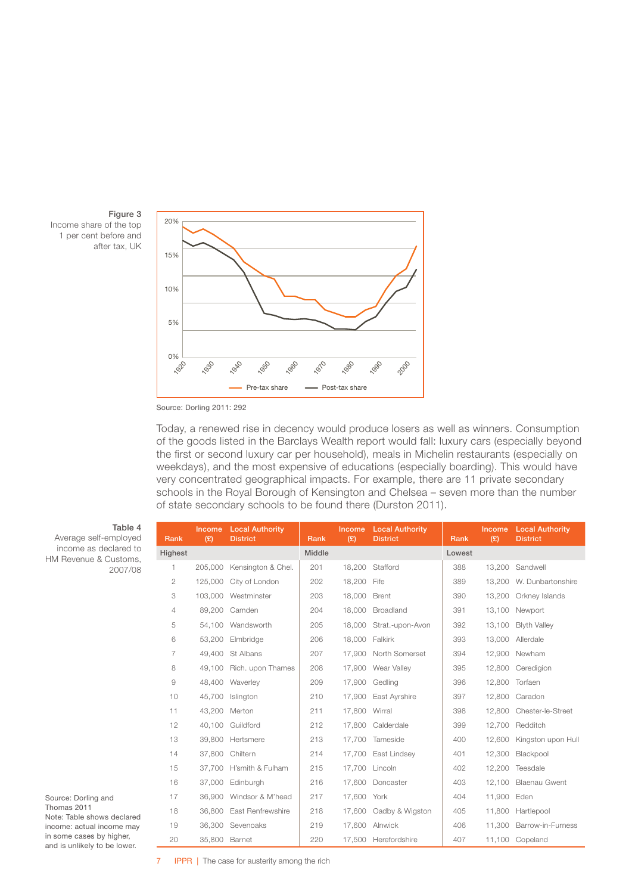**Figure 3**
Income share of the top 1 per cent before and after tax, UK

Source: Dorling 2011: 292

Today, a renewed rise in decency would produce losers as well as winners. Consumption of the goods listed in the Barclays Wealth report would fall: luxury cars (especially beyond the first or second luxury car per household), meals in Michelin restaurants (especially on weekdays), and the most expensive of educations (especially boarding). This would have very concentrated geographical impacts. For example, there are 11 private secondary schools in the Royal Borough of Kensington and Chelsea – seven more than the number of state secondary schools to be found there (Durston 2011).

**Table 4**
Average self-employed income as declared to HM Revenue & Customs, 2007/08

| Rank | Income (£) | Local Authority District | Rank | Income (£) | Local Authority District | Rank | Income (£) | Local Authority District |
|---|---|---|---|---|---|---|---|---|
| **Highest** | | | **Middle** | | | **Lowest** | | |
| 1 | 205,000 | Kensington & Chel. | 201 | 18,200 | Stafford | 388 | 13,200 | Sandwell |
| 2 | 125,000 | City of London | 202 | 18,200 | Fife | 389 | 13,200 | W. Dunbartonshire |
| 3 | 103,000 | Westminster | 203 | 18,000 | Brent | 390 | 13,200 | Orkney Islands |
| 4 | 89,200 | Camden | 204 | 18,000 | Broadland | 391 | 13,100 | Newport |
| 5 | 54,100 | Wandsworth | 205 | 18,000 | Strat.-upon-Avon | 392 | 13,100 | Blyth Valley |
| 6 | 53,200 | Elmbridge | 206 | 18,000 | Falkirk | 393 | 13,000 | Allerdale |
| 7 | 49,400 | St Albans | 207 | 17,900 | North Somerset | 394 | 12,900 | Newham |
| 8 | 49,100 | Rich. upon Thames | 208 | 17,900 | Wear Valley | 395 | 12,800 | Ceredigion |
| 9 | 48,400 | Waverley | 209 | 17,900 | Gedling | 396 | 12,800 | Torfaen |
| 10 | 45,700 | Islington | 210 | 17,900 | East Ayrshire | 397 | 12,800 | Caradon |
| 11 | 43,200 | Merton | 211 | 17,800 | Wirral | 398 | 12,800 | Chester-le-Street |
| 12 | 40,100 | Guildford | 212 | 17,800 | Calderdale | 399 | 12,700 | Redditch |
| 13 | 39,800 | Hertsmere | 213 | 17,700 | Tameside | 400 | 12,600 | Kingston upon Hull |
| 14 | 37,800 | Chiltern | 214 | 17,700 | East Lindsey | 401 | 12,300 | Blackpool |
| 15 | 37,700 | H'smith & Fulham | 215 | 17,700 | Lincoln | 402 | 12,200 | Teesdale |
| 16 | 37,000 | Edinburgh | 216 | 17,600 | Doncaster | 403 | 12,100 | Blaenau Gwent |
| 17 | 36,900 | Windsor & M'head | 217 | 17,600 | York | 404 | 11,900 | Eden |
| 18 | 36,800 | East Renfrewshire | 218 | 17,600 | Oadby & Wigston | 405 | 11,800 | Hartlepool |
| 19 | 36,300 | Sevenoaks | 219 | 17,600 | Alnwick | 406 | 11,300 | Barrow-in-Furness |
| 20 | 35,800 | Barnet | 220 | 17,500 | Herefordshire | 407 | 11,100 | Copeland |

Source: Dorling and Thomas 2011
Note: Table shows declared income: actual income may in some cases by higher, and is unlikely to be lower.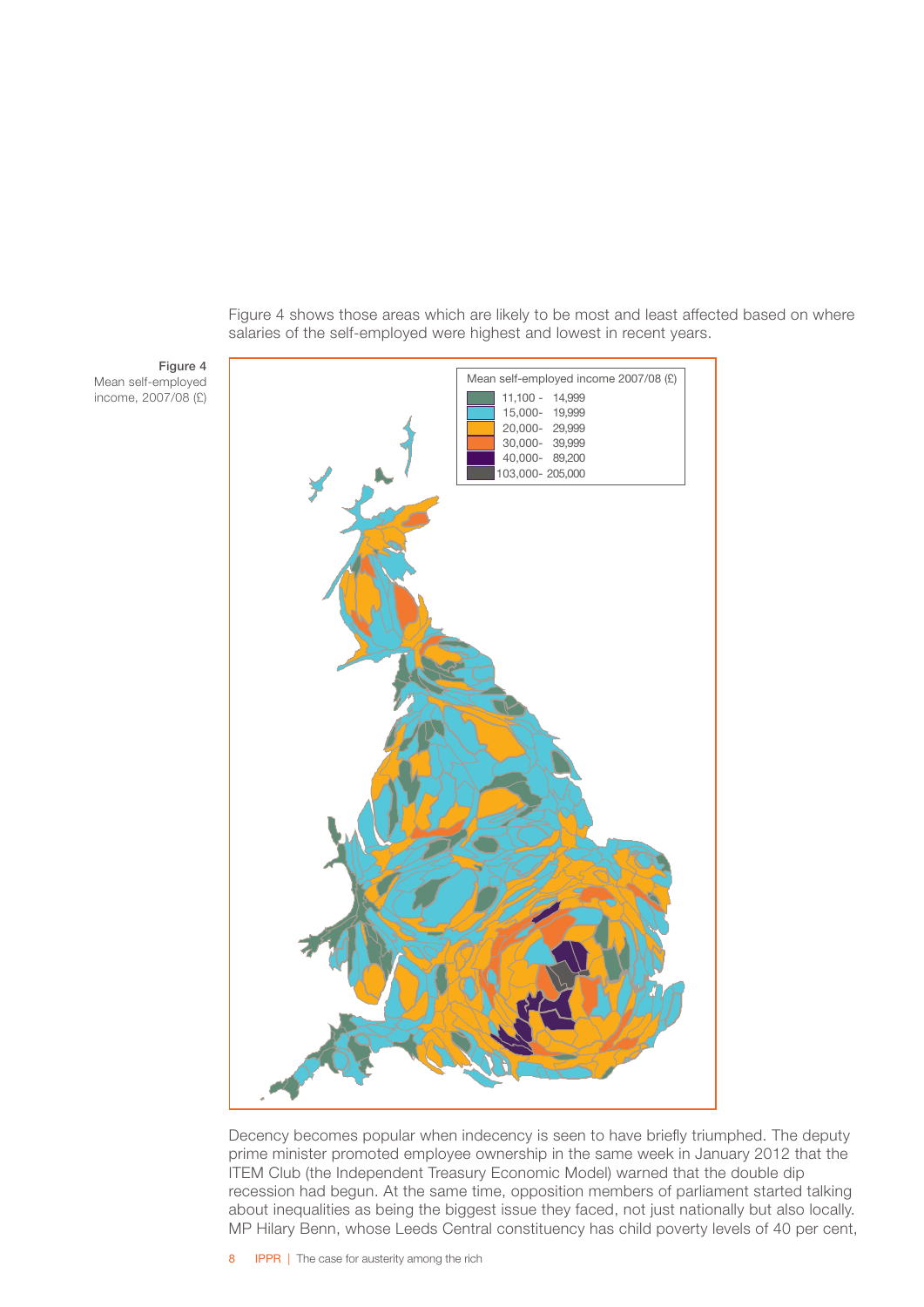Figure 4 shows those areas which are likely to be most and least affected based on where salaries of the self-employed were highest and lowest in recent years.

**Figure 4**
Mean self-employed income, 2007/08 (£)

Mean self-employed income 2007/08 (£)

- 11,100 - 14,999
- 15,000- 19,999
- 20,000- 29,999
- 30,000- 39,999
- 40,000- 89,200
- 103,000- 205,000

Decency becomes popular when indecency is seen to have briefly triumphed. The deputy prime minister promoted employee ownership in the same week in January 2012 that the ITEM Club (the Independent Treasury Economic Model) warned that the double dip recession had begun. At the same time, opposition members of parliament started talking about inequalities as being the biggest issue they faced, not just nationally but also locally. MP Hilary Benn, whose Leeds Central constituency has child poverty levels of 40 per cent,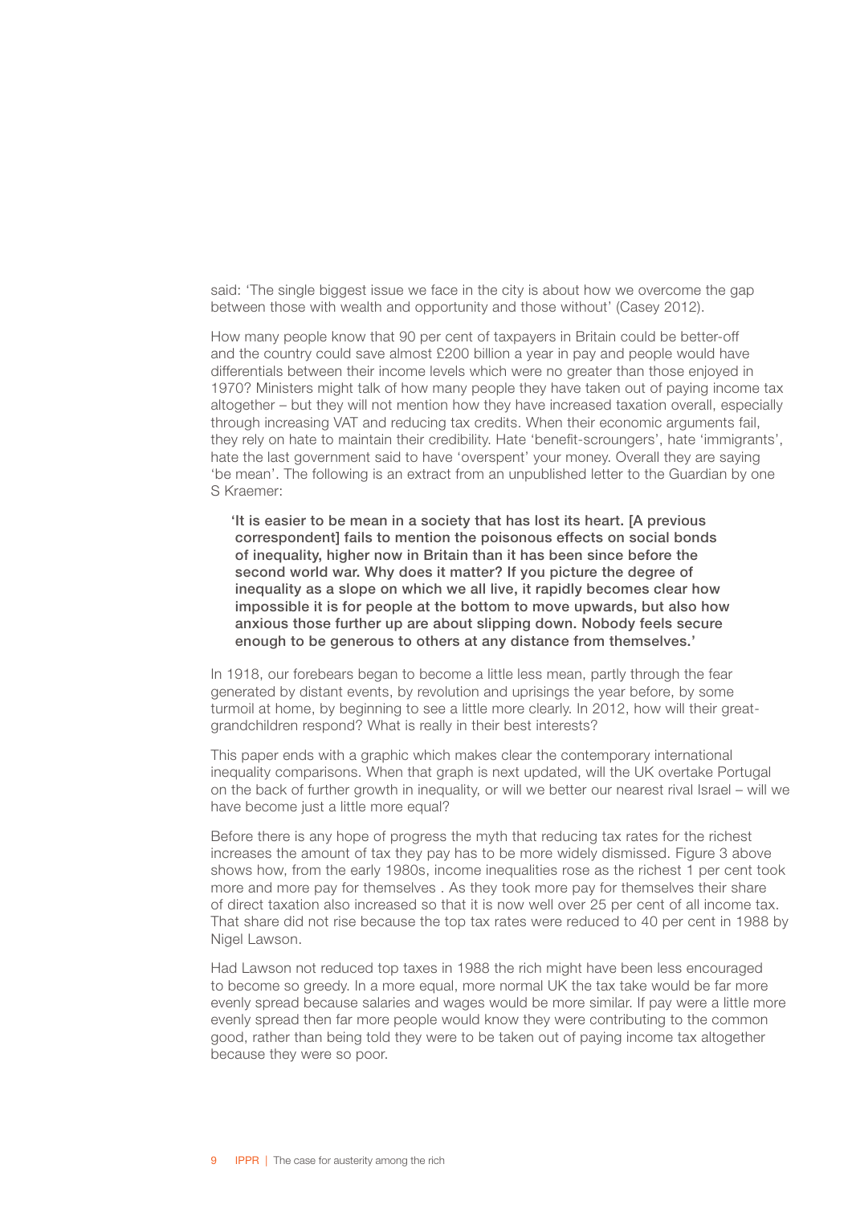said: 'The single biggest issue we face in the city is about how we overcome the gap between those with wealth and opportunity and those without' (Casey 2012).

How many people know that 90 per cent of taxpayers in Britain could be better-off and the country could save almost £200 billion a year in pay and people would have differentials between their income levels which were no greater than those enjoyed in 1970? Ministers might talk of how many people they have taken out of paying income tax altogether – but they will not mention how they have increased taxation overall, especially through increasing VAT and reducing tax credits. When their economic arguments fail, they rely on hate to maintain their credibility. Hate 'benefit-scroungers', hate 'immigrants', hate the last government said to have 'overspent' your money. Overall they are saying 'be mean'. The following is an extract from an unpublished letter to the Guardian by one S Kraemer:

> **'It is easier to be mean in a society that has lost its heart. [A previous correspondent] fails to mention the poisonous effects on social bonds of inequality, higher now in Britain than it has been since before the second world war. Why does it matter? If you picture the degree of inequality as a slope on which we all live, it rapidly becomes clear how impossible it is for people at the bottom to move upwards, but also how anxious those further up are about slipping down. Nobody feels secure enough to be generous to others at any distance from themselves.'**

In 1918, our forebears began to become a little less mean, partly through the fear generated by distant events, by revolution and uprisings the year before, by some turmoil at home, by beginning to see a little more clearly. In 2012, how will their great-grandchildren respond? What is really in their best interests?

This paper ends with a graphic which makes clear the contemporary international inequality comparisons. When that graph is next updated, will the UK overtake Portugal on the back of further growth in inequality, or will we better our nearest rival Israel – will we have become just a little more equal?

Before there is any hope of progress the myth that reducing tax rates for the richest increases the amount of tax they pay has to be more widely dismissed. Figure 3 above shows how, from the early 1980s, income inequalities rose as the richest 1 per cent took more and more pay for themselves . As they took more pay for themselves their share of direct taxation also increased so that it is now well over 25 per cent of all income tax. That share did not rise because the top tax rates were reduced to 40 per cent in 1988 by Nigel Lawson.

Had Lawson not reduced top taxes in 1988 the rich might have been less encouraged to become so greedy. In a more equal, more normal UK the tax take would be far more evenly spread because salaries and wages would be more similar. If pay were a little more evenly spread then far more people would know they were contributing to the common good, rather than being told they were to be taken out of paying income tax altogether because they were so poor.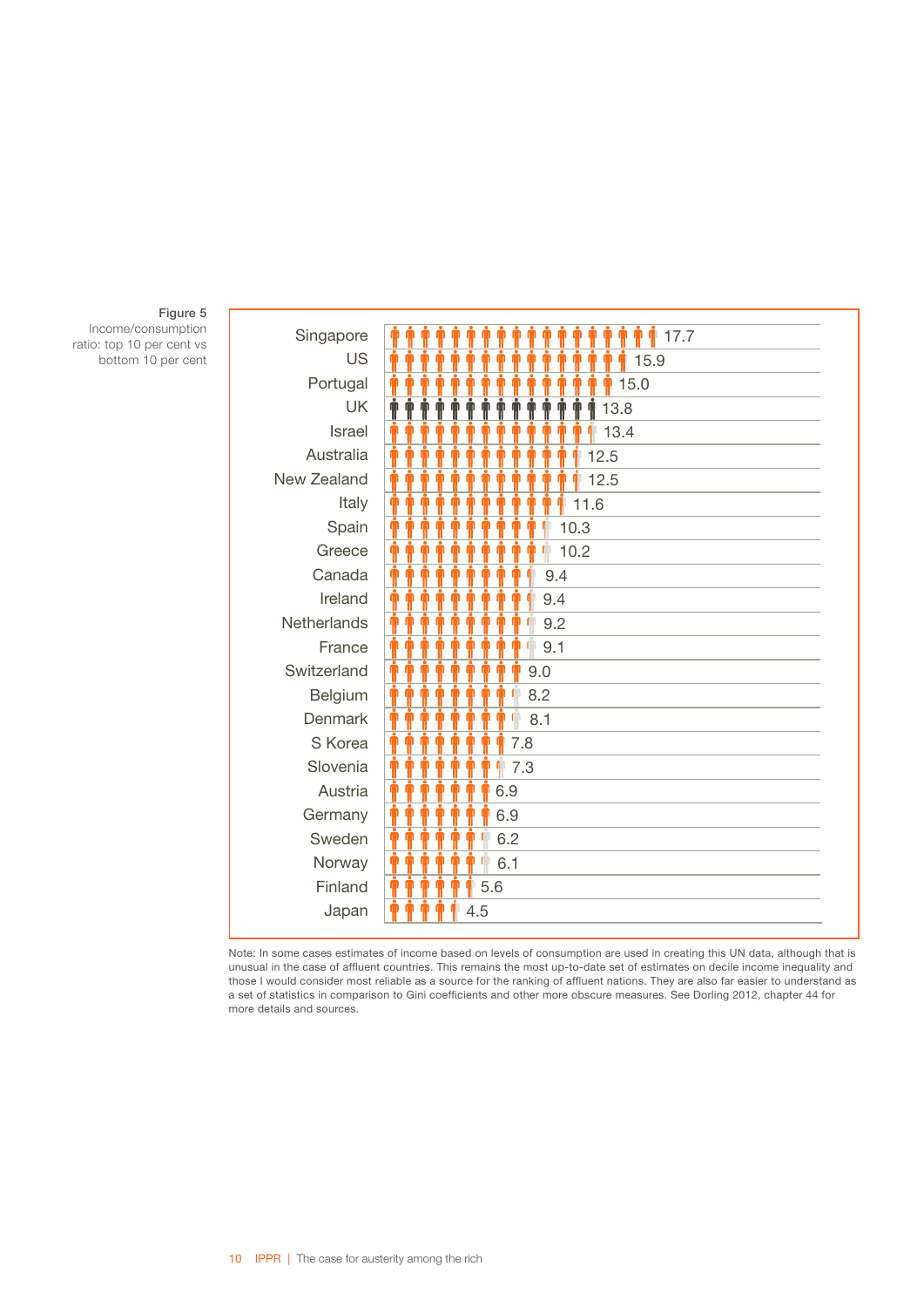**Figure 5**
Income/consumption ratio: top 10 per cent vs bottom 10 per cent

| Country | Ratio |
|---|---|
| Singapore | 17.7 |
| US | 15.9 |
| Portugal | 15.0 |
| UK | 13.8 |
| Israel | 13.4 |
| Australia | 12.5 |
| New Zealand | 12.5 |
| Italy | 11.6 |
| Spain | 10.3 |
| Greece | 10.2 |
| Canada | 9.4 |
| Ireland | 9.4 |
| Netherlands | 9.2 |
| France | 9.1 |
| Switzerland | 9.0 |
| Belgium | 8.2 |
| Denmark | 8.1 |
| S Korea | 7.8 |
| Slovenia | 7.3 |
| Austria | 6.9 |
| Germany | 6.9 |
| Sweden | 6.2 |
| Norway | 6.1 |
| Finland | 5.6 |
| Japan | 4.5 |

Note: In some cases estimates of income based on levels of consumption are used in creating this UN data, although that is unusual in the case of affluent countries. This remains the most up-to-date set of estimates on decile income inequality and those I would consider most reliable as a source for the ranking of affluent nations. They are also far easier to understand as a set of statistics in comparison to Gini coefficients and other more obscure measures. See Dorling 2012, chapter 44 for more details and sources.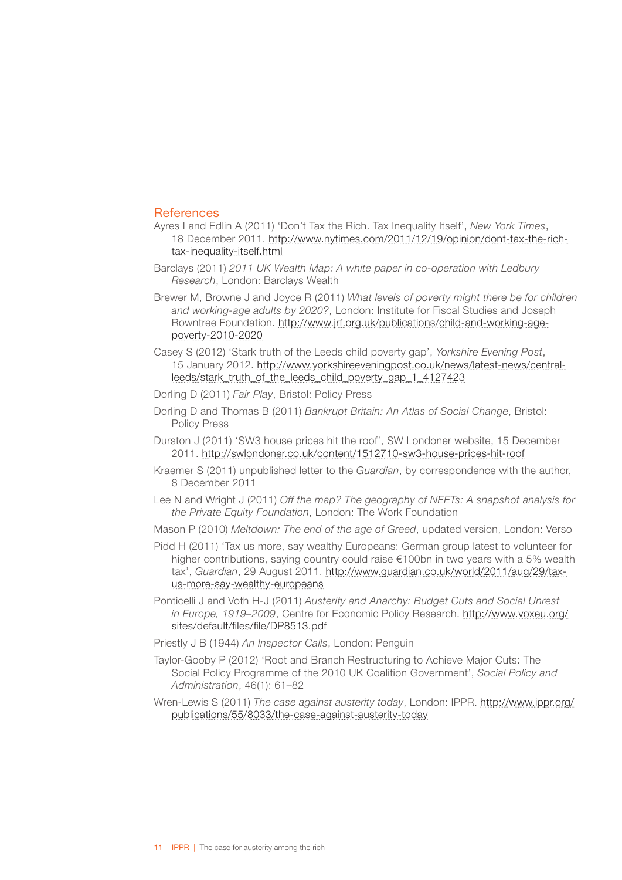## References

Ayres I and Edlin A (2011) 'Don't Tax the Rich. Tax Inequality Itself', *New York Times*, 18 December 2011. http://www.nytimes.com/2011/12/19/opinion/dont-tax-the-rich-tax-inequality-itself.html

Barclays (2011) *2011 UK Wealth Map: A white paper in co-operation with Ledbury Research*, London: Barclays Wealth

Brewer M, Browne J and Joyce R (2011) *What levels of poverty might there be for children and working-age adults by 2020?*, London: Institute for Fiscal Studies and Joseph Rowntree Foundation. http://www.jrf.org.uk/publications/child-and-working-age-poverty-2010-2020

Casey S (2012) 'Stark truth of the Leeds child poverty gap', *Yorkshire Evening Post*, 15 January 2012. http://www.yorkshireeveningpost.co.uk/news/latest-news/central-leeds/stark_truth_of_the_leeds_child_poverty_gap_1_4127423

Dorling D (2011) *Fair Play*, Bristol: Policy Press

Dorling D and Thomas B (2011) *Bankrupt Britain: An Atlas of Social Change*, Bristol: Policy Press

Durston J (2011) 'SW3 house prices hit the roof', SW Londoner website, 15 December 2011. http://swlondoner.co.uk/content/1512710-sw3-house-prices-hit-roof

Kraemer S (2011) unpublished letter to the *Guardian*, by correspondence with the author, 8 December 2011

Lee N and Wright J (2011) *Off the map? The geography of NEETs: A snapshot analysis for the Private Equity Foundation*, London: The Work Foundation

Mason P (2010) *Meltdown: The end of the age of Greed*, updated version, London: Verso

Pidd H (2011) 'Tax us more, say wealthy Europeans: German group latest to volunteer for higher contributions, saying country could raise €100bn in two years with a 5% wealth tax', *Guardian*, 29 August 2011. http://www.guardian.co.uk/world/2011/aug/29/tax-us-more-say-wealthy-europeans

Ponticelli J and Voth H-J (2011) *Austerity and Anarchy: Budget Cuts and Social Unrest in Europe, 1919–2009*, Centre for Economic Policy Research. http://www.voxeu.org/sites/default/files/file/DP8513.pdf

Priestly J B (1944) *An Inspector Calls*, London: Penguin

Taylor-Gooby P (2012) 'Root and Branch Restructuring to Achieve Major Cuts: The Social Policy Programme of the 2010 UK Coalition Government', *Social Policy and Administration*, 46(1): 61–82

Wren-Lewis S (2011) *The case against austerity today*, London: IPPR. http://www.ippr.org/publications/55/8033/the-case-against-austerity-today